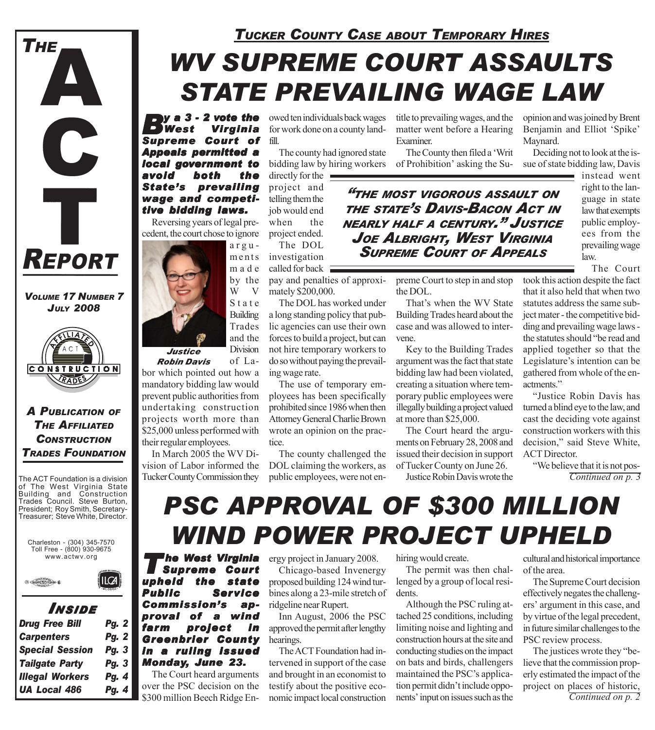# THE ACT REPORT

*Volume 17 Number 7*
*July 2008*

***A Publication of The Affiliated Construction Trades Foundation***

The ACT Foundation is a division of The West Virginia State Building and Construction Trades Council. Steve Burton, President; Roy Smith, Secretary-Treasurer; Steve White, Director.

Charleston - (304) 345-7570
Toll Free - (800) 930-9675
www.actwv.org

## Inside

| | |
|---|---|
| Drug Free Bill | Pg. 2 |
| Carpenters | Pg. 2 |
| Special Session | Pg. 3 |
| Tailgate Party | Pg. 3 |
| Illegal Workers | Pg. 4 |
| UA Local 486 | Pg. 4 |

### *Tucker County Case about Temporary Hires*

# WV SUPREME COURT ASSAULTS STATE PREVAILING WAGE LAW

***By a 3 - 2 vote the West Virginia Supreme Court of Appeals permitted a local government to avoid both the State's prevailing wage and competitive bidding laws.***

Reversing years of legal precedent, the court chose to ignore arguments made by the WV State Building Trades and the Division of Labor which pointed out how a mandatory bidding law would prevent public authorities from undertaking construction projects worth more than $25,000 unless performed with their regular employees.

***Justice Robin Davis***

In March 2005 the WV Division of Labor informed the Tucker County Commission they owed ten individuals back wages for work done on a county landfill.

The county had ignored state bidding law by hiring workers directly for the project and telling them the job would end when the project ended.

The DOL investigation called for back pay and penalties of approximately $200,000.

The DOL has worked under a long standing policy that public agencies can use their own forces to build a project, but can not hire temporary workers to do so without paying the prevailing wage rate.

The use of temporary employees has been specifically prohibited since 1986 when then Attorney General Charlie Brown wrote an opinion on the practice.

The county challenged the DOL claiming the workers, as public employees, were not entitle to prevailing wages, and the matter went before a Hearing Examiner.

The County then filed a 'Writ of Prohibition' asking the Supreme Court to step in and stop the DOL.

> **"The most vigorous assault on the state's Davis-Bacon Act in nearly half a century." Justice Joe Albright, West Virginia Supreme Court of Appeals**

That's when the WV State Building Trades heard about the case and was allowed to intervene.

Key to the Building Trades argument was the fact that state bidding law had been violated, creating a situation where temporary public employees were illegally building a project valued at more than $25,000.

The Court heard the arguments on February 28, 2008 and issued their decision in support of Tucker County on June 26.

Justice Robin Davis wrote the opinion and was joined by Brent Benjamin and Elliot 'Spike' Maynard.

Deciding not to look at the issue of state bidding law, Davis instead went right to the language in state law that exempts public employees from the prevailing wage law.

The Court took this action despite the fact that it also held that when two statutes address the same subject mater - the competitive bidding and prevailing wage laws - the statutes should "be read and applied together so that the Legislature's intention can be gathered from whole of the enactments."

"Justice Robin Davis has turned a blind eye to the law, and cast the deciding vote against construction workers with this decision," said Steve White, ACT Director.

"We believe that it is not pos-

*Continued on p. 3*

# PSC APPROVAL OF $300 MILLION WIND POWER PROJECT UPHELD

***The West Virginia Supreme Court upheld the state Public Service Commission's approval of a wind farm project in Greenbrier County in a ruling issued Monday, June 23.***

The Court heard arguments over the PSC decision on the $300 million Beech Ridge Energy project in January 2008.

Chicago-based Invenergy proposed building 124 wind turbines along a 23-mile stretch of ridgeline near Rupert.

Inn August, 2006 the PSC approved the permit after lengthy hearings.

The ACT Foundation had intervened in support of the case and brought in an economist to testify about the positive economic impact local construction hiring would create.

The permit was then challenged by a group of local residents.

Although the PSC ruling attached 25 conditions, including limiting noise and lighting and construction hours at the site and conducting studies on the impact on bats and birds, challengers maintained the PSC's application permit didn't include opponents' input on issues such as the cultural and historical importance of the area.

The Supreme Court decision effectively negates the challengers' argument in this case, and by virtue of the legal precedent, in future similar challenges to the PSC review process.

The justices wrote they "believe that the commission properly estimated the impact of the project on places of historic,

*Continued on p. 2*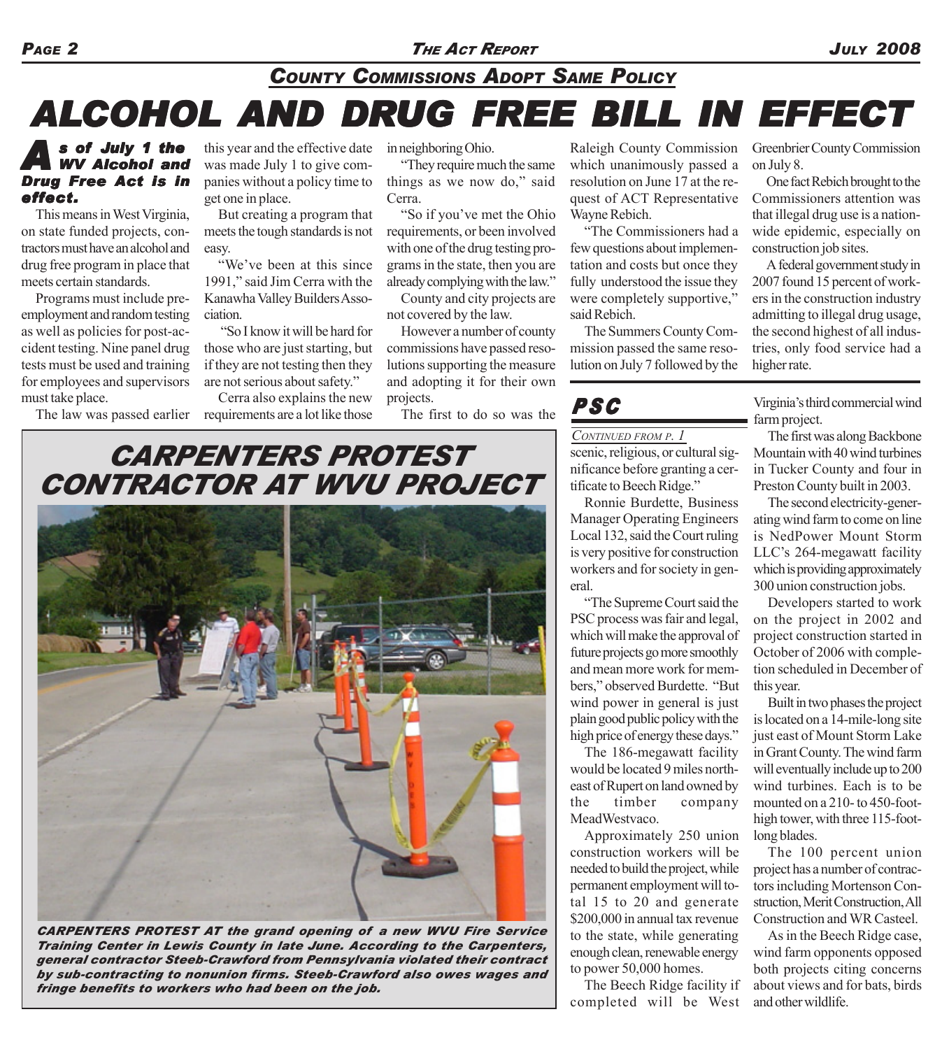## COUNTY COMMISSIONS ADOPT SAME POLICY

# ALCOHOL AND DRUG FREE BILL IN EFFECT

***As of July 1 the WV Alcohol and Drug Free Act is in effect.***

This means in West Virginia, on state funded projects, contractors must have an alcohol and drug free program in place that meets certain standards.

Programs must include pre-employment and random testing as well as policies for post-accident testing. Nine panel drug tests must be used and training for employees and supervisors must take place.

The law was passed earlier this year and the effective date was made July 1 to give companies without a policy time to get one in place.

But creating a program that meets the tough standards is not easy.

"We've been at this since 1991," said Jim Cerra with the Kanawha Valley Builders Association.

"So I know it will be hard for those who are just starting, but if they are not testing then they are not serious about safety."

Cerra also explains the new requirements are a lot like those in neighboring Ohio.

"They require much the same things as we now do," said Cerra.

"So if you've met the Ohio requirements, or been involved with one of the drug testing programs in the state, then you are already complying with the law."

County and city projects are not covered by the law.

However a number of county commissions have passed resolutions supporting the measure and adopting it for their own projects.

The first to do so was the Raleigh County Commission which unanimously passed a resolution on June 17 at the request of ACT Representative Wayne Rebich.

"The Commissioners had a few questions about implementation and costs but once they fully understood the issue they were completely supportive," said Rebich.

The Summers County Commission passed the same resolution on July 7 followed by the Greenbrier County Commission on July 8.

One fact Rebich brought to the Commissioners attention was that illegal drug use is a nationwide epidemic, especially on construction job sites.

A federal government study in 2007 found 15 percent of workers in the construction industry admitting to illegal drug usage, the second highest of all industries, only food service had a higher rate.

## CARPENTERS PROTEST CONTRACTOR AT WVU PROJECT

***CARPENTERS PROTEST AT the grand opening of a new WVU Fire Service Training Center in Lewis County in late June. According to the Carpenters, general contractor Steeb-Crawford from Pennsylvania violated their contract by sub-contracting to nonunion firms. Steeb-Crawford also owes wages and fringe benefits to workers who had been on the job.***

## PSC

*CONTINUED FROM P. 1*

scenic, religious, or cultural significance before granting a certificate to Beech Ridge."

Ronnie Burdette, Business Manager Operating Engineers Local 132, said the Court ruling is very positive for construction workers and for society in general.

"The Supreme Court said the PSC process was fair and legal, which will make the approval of future projects go more smoothly and mean more work for members," observed Burdette. "But wind power in general is just plain good public policy with the high price of energy these days."

The 186-megawatt facility would be located 9 miles northeast of Rupert on land owned by the timber company MeadWestvaco.

Approximately 250 union construction workers will be needed to build the project, while permanent employment will total 15 to 20 and generate \$200,000 in annual tax revenue to the state, while generating enough clean, renewable energy to power 50,000 homes.

The Beech Ridge facility if completed will be West Virginia's third commercial wind farm project.

The first was along Backbone Mountain with 40 wind turbines in Tucker County and four in Preston County built in 2003.

The second electricity-generating wind farm to come on line is NedPower Mount Storm LLC's 264-megawatt facility which is providing approximately 300 union construction jobs.

Developers started to work on the project in 2002 and project construction started in October of 2006 with completion scheduled in December of this year.

Built in two phases the project is located on a 14-mile-long site just east of Mount Storm Lake in Grant County. The wind farm will eventually include up to 200 wind turbines. Each is to be mounted on a 210- to 450-foot-high tower, with three 115-foot-long blades.

The 100 percent union project has a number of contractors including Mortenson Construction, Merit Construction, All Construction and WR Casteel.

As in the Beech Ridge case, wind farm opponents opposed both projects citing concerns about views and for bats, birds and other wildlife.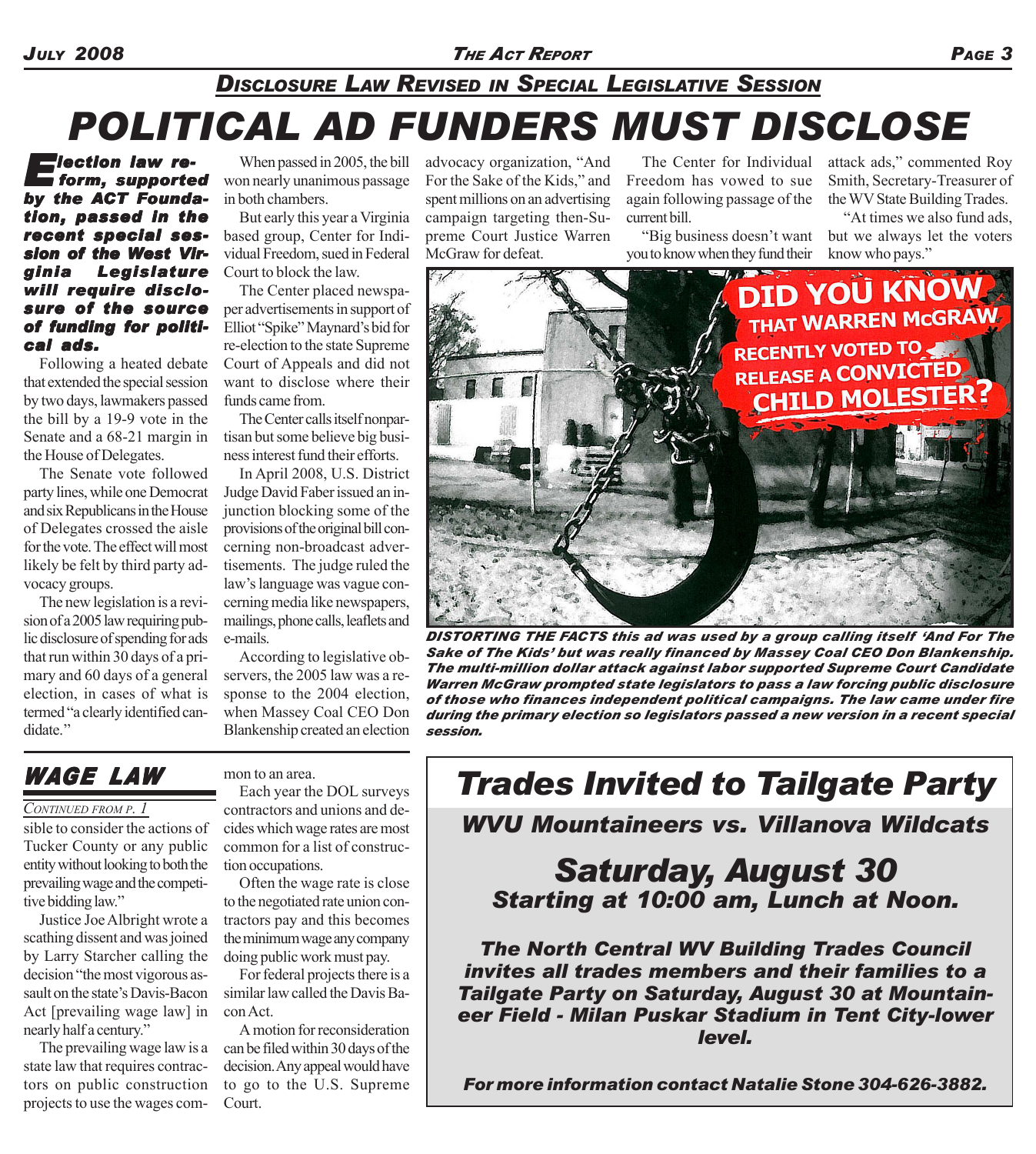## DISCLOSURE LAW REVISED IN SPECIAL LEGISLATIVE SESSION

# POLITICAL AD FUNDERS MUST DISCLOSE

***Election law reform, supported by the ACT Foundation, passed in the recent special session of the West Virginia Legislature will require disclosure of the source of funding for political ads.***

Following a heated debate that extended the special session by two days, lawmakers passed the bill by a 19-9 vote in the Senate and a 68-21 margin in the House of Delegates.

The Senate vote followed party lines, while one Democrat and six Republicans in the House of Delegates crossed the aisle for the vote. The effect will most likely be felt by third party advocacy groups.

The new legislation is a revision of a 2005 law requiring public disclosure of spending for ads that run within 30 days of a primary and 60 days of a general election, in cases of what is termed "a clearly identified candidate."

When passed in 2005, the bill won nearly unanimous passage in both chambers.

But early this year a Virginia based group, Center for Individual Freedom, sued in Federal Court to block the law.

The Center placed newspaper advertisements in support of Elliot "Spike" Maynard's bid for re-election to the state Supreme Court of Appeals and did not want to disclose where their funds came from.

The Center calls itself nonpartisan but some believe big business interest fund their efforts.

In April 2008, U.S. District Judge David Faber issued an injunction blocking some of the provisions of the original bill concerning non-broadcast advertisements. The judge ruled the law's language was vague concerning media like newspapers, mailings, phone calls, leaflets and e-mails.

According to legislative observers, the 2005 law was a response to the 2004 election, when Massey Coal CEO Don Blankenship created an election advocacy organization, "And For the Sake of the Kids," and spent millions on an advertising campaign targeting then-Supreme Court Justice Warren McGraw for defeat.

The Center for Individual Freedom has vowed to sue again following passage of the current bill.

"Big business doesn't want you to know when they fund their attack ads," commented Roy Smith, Secretary-Treasurer of the WV State Building Trades.

"At times we also fund ads, but we always let the voters know who pays."

***DISTORTING THE FACTS this ad was used by a group calling itself 'And For The Sake of The Kids' but was really financed by Massey Coal CEO Don Blankenship. The multi-million dollar attack against labor supported Supreme Court Candidate Warren McGraw prompted state legislators to pass a law forcing public disclosure of those who finances independent political campaigns. The law came under fire during the primary election so legislators passed a new version in a recent special session.***

## WAGE LAW

*CONTINUED FROM P. 1*

sible to consider the actions of Tucker County or any public entity without looking to both the prevailing wage and the competitive bidding law."

Justice Joe Albright wrote a scathing dissent and was joined by Larry Starcher calling the decision "the most vigorous assault on the state's Davis-Bacon Act [prevailing wage law] in nearly half a century."

The prevailing wage law is a state law that requires contractors on public construction projects to use the wages common to an area.

Each year the DOL surveys contractors and unions and decides which wage rates are most common for a list of construction occupations.

Often the wage rate is close to the negotiated rate union contractors pay and this becomes the minimum wage any company doing public work must pay.

For federal projects there is a similar law called the Davis Bacon Act.

A motion for reconsideration can be filed within 30 days of the decision. Any appeal would have to go to the U.S. Supreme Court.

## Trades Invited to Tailgate Party

### WVU Mountaineers vs. Villanova Wildcats

### Saturday, August 30

**Starting at 10:00 am, Lunch at Noon.**

***The North Central WV Building Trades Council invites all trades members and their families to a Tailgate Party on Saturday, August 30 at Mountaineer Field - Milan Puskar Stadium in Tent City-lower level.***

***For more information contact Natalie Stone 304-626-3882.***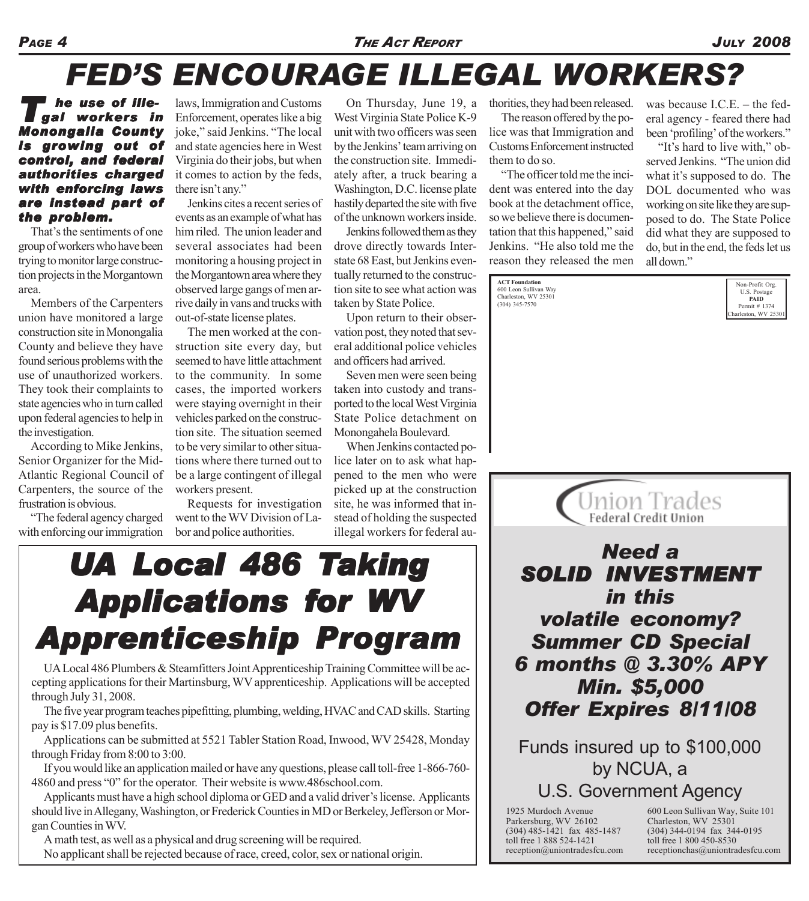# FED'S ENCOURAGE ILLEGAL WORKERS?

***The use of illegal workers in Monongalia County is growing out of control, and federal authorities charged with enforcing laws are instead part of the problem.***

That's the sentiments of one group of workers who have been trying to monitor large construction projects in the Morgantown area.

Members of the Carpenters union have monitored a large construction site in Monongalia County and believe they have found serious problems with the use of unauthorized workers. They took their complaints to state agencies who in turn called upon federal agencies to help in the investigation.

According to Mike Jenkins, Senior Organizer for the Mid-Atlantic Regional Council of Carpenters, the source of the frustration is obvious.

"The federal agency charged with enforcing our immigration laws, Immigration and Customs Enforcement, operates like a big joke," said Jenkins. "The local and state agencies here in West Virginia do their jobs, but when it comes to action by the feds, there isn't any."

Jenkins cites a recent series of events as an example of what has him riled. The union leader and several associates had been monitoring a housing project in the Morgantown area where they observed large gangs of men arrive daily in vans and trucks with out-of-state license plates.

The men worked at the construction site every day, but seemed to have little attachment to the community. In some cases, the imported workers were staying overnight in their vehicles parked on the construction site. The situation seemed to be very similar to other situations where there turned out to be a large contingent of illegal workers present.

Requests for investigation went to the WV Division of Labor and police authorities.

On Thursday, June 19, a West Virginia State Police K-9 unit with two officers was seen by the Jenkins' team arriving on the construction site. Immediately after, a truck bearing a Washington, D.C. license plate hastily departed the site with five of the unknown workers inside.

Jenkins followed them as they drove directly towards Interstate 68 East, but Jenkins eventually returned to the construction site to see what action was taken by State Police.

Upon return to their observation post, they noted that several additional police vehicles and officers had arrived.

Seven men were seen being taken into custody and transported to the local West Virginia State Police detachment on Monongahela Boulevard.

When Jenkins contacted police later on to ask what happened to the men who were picked up at the construction site, he was informed that instead of holding the suspected illegal workers for federal authorities, they had been released.

The reason offered by the police was that Immigration and Customs Enforcement instructed them to do so.

"The officer told me the incident was entered into the day book at the detachment office, so we believe there is documentation that this happened," said Jenkins. "He also told me the reason they released the men was because I.C.E. – the federal agency - feared there had been 'profiling' of the workers."

"It's hard to live with," observed Jenkins. "The union did what it's supposed to do. The DOL documented who was working on site like they are supposed to do. The State Police did what they are supposed to do, but in the end, the feds let us all down."

**ACT Foundation**
600 Leon Sullivan Way
Charleston, WV 25301
(304) 345-7570

Non-Profit Org.
U.S. Postage
**PAID**
Permit # 1374
Charleston, WV 25301

# UA Local 486 Taking Applications for WV Apprenticeship Program

UA Local 486 Plumbers & Steamfitters Joint Apprenticeship Training Committee will be accepting applications for their Martinsburg, WV apprenticeship. Applications will be accepted through July 31, 2008.

The five year program teaches pipefitting, plumbing, welding, HVAC and CAD skills. Starting pay is $17.09 plus benefits.

Applications can be submitted at 5521 Tabler Station Road, Inwood, WV 25428, Monday through Friday from 8:00 to 3:00.

If you would like an application mailed or have any questions, please call toll-free 1-866-760-4860 and press "0" for the operator. Their website is www.486school.com.

Applicants must have a high school diploma or GED and a valid driver's license. Applicants should live in Allegany, Washington, or Frederick Counties in MD or Berkeley, Jefferson or Morgan Counties in WV.

A math test, as well as a physical and drug screening will be required.

No applicant shall be rejected because of race, creed, color, sex or national origin.

## Union Trades Federal Credit Union

***Need a SOLID INVESTMENT in this volatile economy?***
***Summer CD Special***
***6 months @ 3.30% APY***
***Min. $5,000***
***Offer Expires 8/11/08***

Funds insured up to $100,000 by NCUA, a U.S. Government Agency

1925 Murdoch Avenue
Parkersburg, WV 26102
(304) 485-1421 fax 485-1487
toll free 1 888 524-1421
reception@uniontradesfcu.com

600 Leon Sullivan Way, Suite 101
Charleston, WV 25301
(304) 344-0194 fax 344-0195
toll free 1 800 450-8530
receptionchas@uniontradesfcu.com